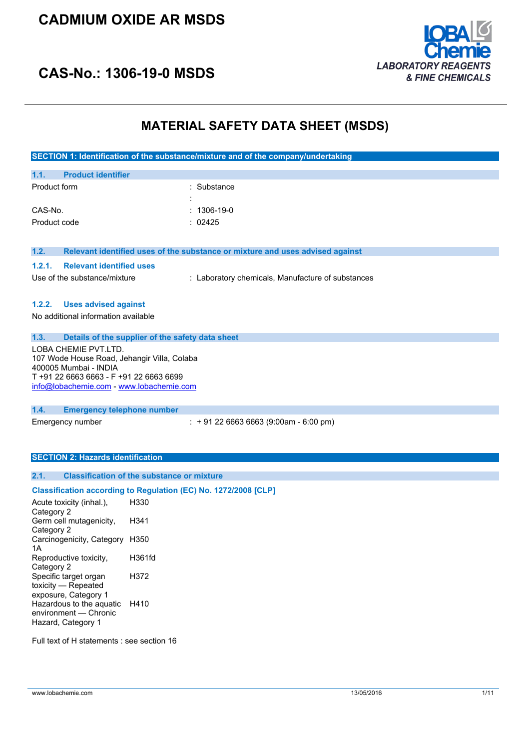# CADMIUM OXIDE AR MSDS

# CAS-No.: 1306-19-0 MSDS

LOBA Chemie
*LABORATORY REAGENTS & FINE CHEMICALS*

## MATERIAL SAFETY DATA SHEET (MSDS)

### SECTION 1: Identification of the substance/mixture and of the company/undertaking

#### 1.1. Product identifier

| | |
|---|---|
| Product form | : Substance |
| | : |
| CAS-No. | : 1306-19-0 |
| Product code | : 02425 |

#### 1.2. Relevant identified uses of the substance or mixture and uses advised against

##### 1.2.1. Relevant identified uses

| | |
|---|---|
| Use of the substance/mixture | : Laboratory chemicals, Manufacture of substances |

##### 1.2.2. Uses advised against

No additional information available

#### 1.3. Details of the supplier of the safety data sheet

LOBA CHEMIE PVT.LTD.
107 Wode House Road, Jehangir Villa, Colaba
400005 Mumbai - INDIA
T +91 22 6663 6663 - F +91 22 6663 6699
info@lobachemie.com - www.lobachemie.com

#### 1.4. Emergency telephone number

| | |
|---|---|
| Emergency number | : + 91 22 6663 6663 (9:00am - 6:00 pm) |

### SECTION 2: Hazards identification

#### 2.1. Classification of the substance or mixture

**Classification according to Regulation (EC) No. 1272/2008 [CLP]**

| | |
|---|---|
| Acute toxicity (inhal.), Category 2 | H330 |
| Germ cell mutagenicity, Category 2 | H341 |
| Carcinogenicity, Category 1A | H350 |
| Reproductive toxicity, Category 2 | H361fd |
| Specific target organ toxicity — Repeated exposure, Category 1 | H372 |
| Hazardous to the aquatic environment — Chronic Hazard, Category 1 | H410 |

Full text of H statements : see section 16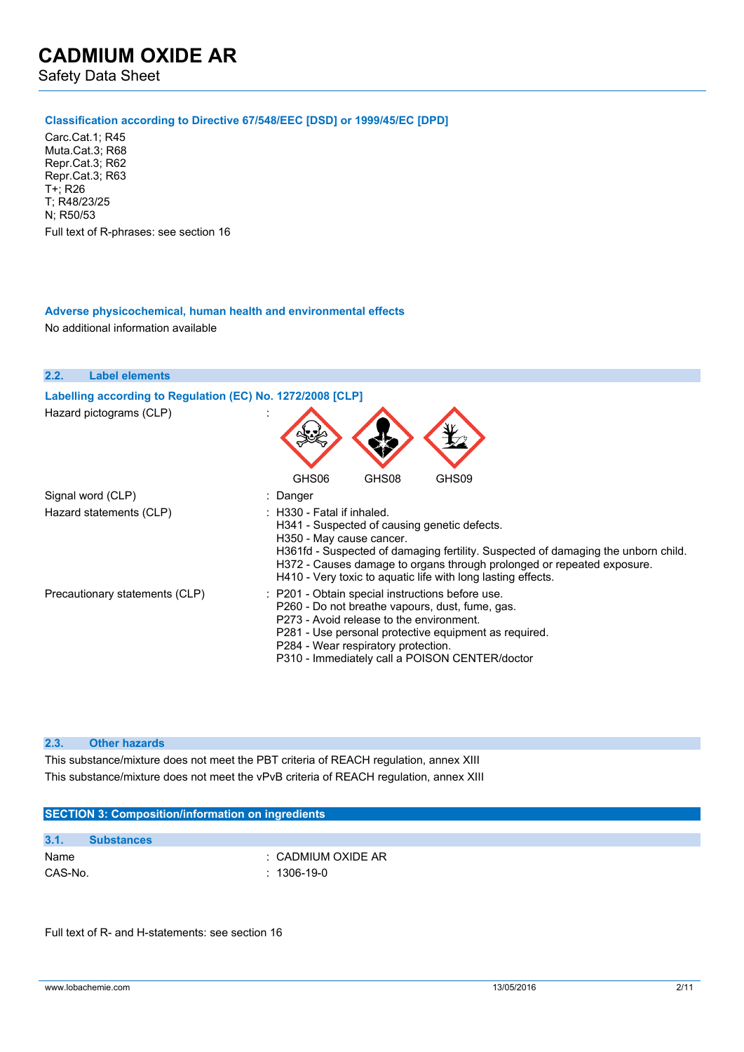#### Classification according to Directive 67/548/EEC [DSD] or 1999/45/EC [DPD]

Carc.Cat.1; R45
Muta.Cat.3; R68
Repr.Cat.3; R62
Repr.Cat.3; R63
T+; R26
T; R48/23/25
N; R50/53

Full text of R-phrases: see section 16

#### Adverse physicochemical, human health and environmental effects

No additional information available

### 2.2. Label elements

#### Labelling according to Regulation (EC) No. 1272/2008 [CLP]

| | |
|---|---|
| Hazard pictograms (CLP) | : GHS06 GHS08 GHS09 |
| Signal word (CLP) | : Danger |
| Hazard statements (CLP) | : H330 - Fatal if inhaled.<br>H341 - Suspected of causing genetic defects.<br>H350 - May cause cancer.<br>H361fd - Suspected of damaging fertility. Suspected of damaging the unborn child.<br>H372 - Causes damage to organs through prolonged or repeated exposure.<br>H410 - Very toxic to aquatic life with long lasting effects. |
| Precautionary statements (CLP) | : P201 - Obtain special instructions before use.<br>P260 - Do not breathe vapours, dust, fume, gas.<br>P273 - Avoid release to the environment.<br>P281 - Use personal protective equipment as required.<br>P284 - Wear respiratory protection.<br>P310 - Immediately call a POISON CENTER/doctor |

### 2.3. Other hazards

This substance/mixture does not meet the PBT criteria of REACH regulation, annex XIII

This substance/mixture does not meet the vPvB criteria of REACH regulation, annex XIII

## SECTION 3: Composition/information on ingredients

### 3.1. Substances

| | |
|---|---|
| Name | : CADMIUM OXIDE AR |
| CAS-No. | : 1306-19-0 |

Full text of R- and H-statements: see section 16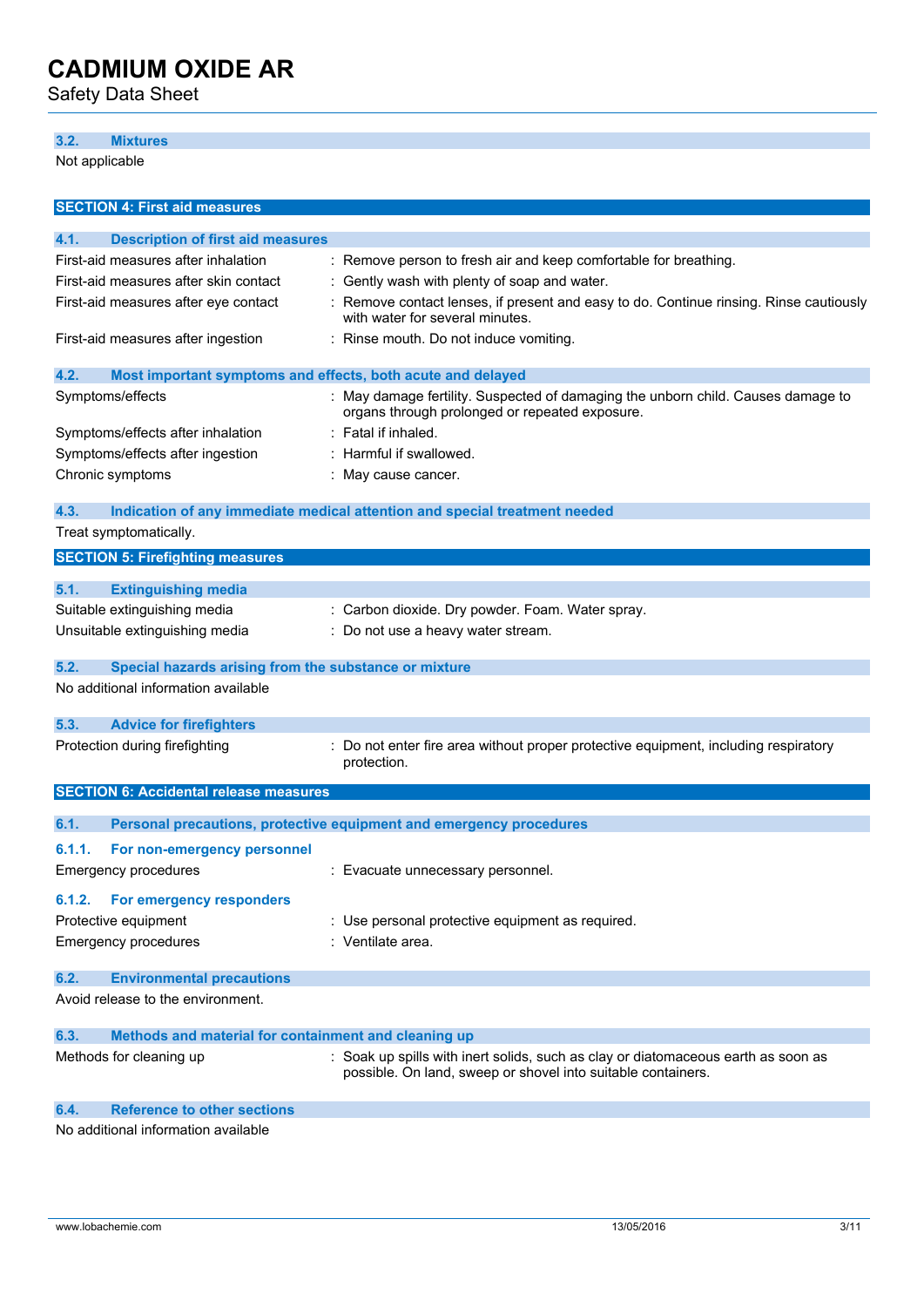### 3.2. Mixtures

Not applicable

## SECTION 4: First aid measures

### 4.1. Description of first aid measures

| | |
|---|---|
| First-aid measures after inhalation | : Remove person to fresh air and keep comfortable for breathing. |
| First-aid measures after skin contact | : Gently wash with plenty of soap and water. |
| First-aid measures after eye contact | : Remove contact lenses, if present and easy to do. Continue rinsing. Rinse cautiously with water for several minutes. |
| First-aid measures after ingestion | : Rinse mouth. Do not induce vomiting. |

### 4.2. Most important symptoms and effects, both acute and delayed

| | |
|---|---|
| Symptoms/effects | : May damage fertility. Suspected of damaging the unborn child. Causes damage to organs through prolonged or repeated exposure. |
| Symptoms/effects after inhalation | : Fatal if inhaled. |
| Symptoms/effects after ingestion | : Harmful if swallowed. |
| Chronic symptoms | : May cause cancer. |

### 4.3. Indication of any immediate medical attention and special treatment needed

Treat symptomatically.

## SECTION 5: Firefighting measures

### 5.1. Extinguishing media

| | |
|---|---|
| Suitable extinguishing media | : Carbon dioxide. Dry powder. Foam. Water spray. |
| Unsuitable extinguishing media | : Do not use a heavy water stream. |

### 5.2. Special hazards arising from the substance or mixture

No additional information available

### 5.3. Advice for firefighters

| | |
|---|---|
| Protection during firefighting | : Do not enter fire area without proper protective equipment, including respiratory protection. |

## SECTION 6: Accidental release measures

### 6.1. Personal precautions, protective equipment and emergency procedures

#### 6.1.1. For non-emergency personnel

| | |
|---|---|
| Emergency procedures | : Evacuate unnecessary personnel. |

#### 6.1.2. For emergency responders

| | |
|---|---|
| Protective equipment | : Use personal protective equipment as required. |
| Emergency procedures | : Ventilate area. |

### 6.2. Environmental precautions

Avoid release to the environment.

### 6.3. Methods and material for containment and cleaning up

| | |
|---|---|
| Methods for cleaning up | : Soak up spills with inert solids, such as clay or diatomaceous earth as soon as possible. On land, sweep or shovel into suitable containers. |

### 6.4. Reference to other sections

No additional information available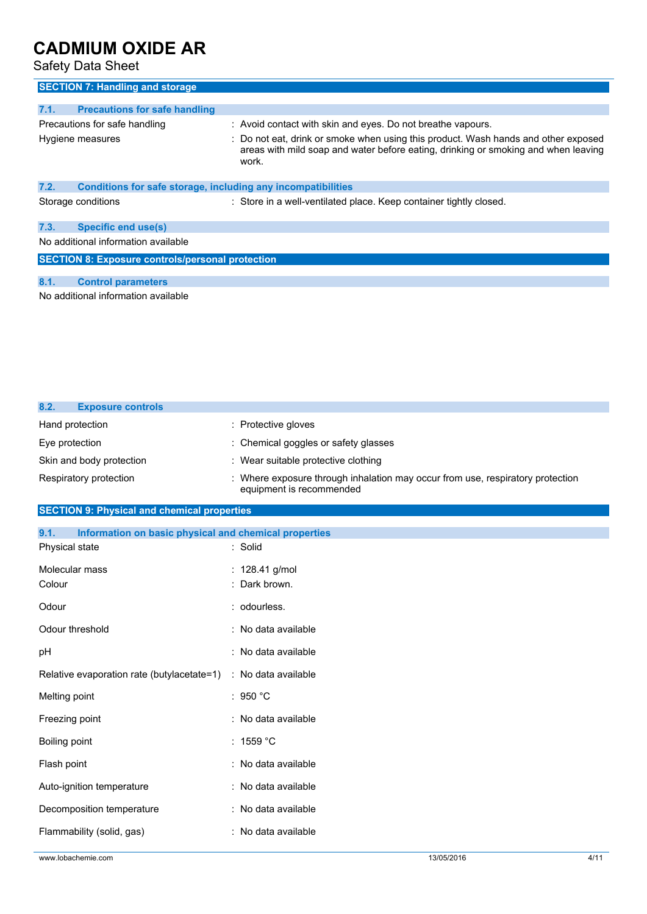## SECTION 7: Handling and storage

### 7.1. Precautions for safe handling

| | |
|---|---|
| Precautions for safe handling | : Avoid contact with skin and eyes. Do not breathe vapours. |
| Hygiene measures | : Do not eat, drink or smoke when using this product. Wash hands and other exposed areas with mild soap and water before eating, drinking or smoking and when leaving work. |

### 7.2. Conditions for safe storage, including any incompatibilities

| | |
|---|---|
| Storage conditions | : Store in a well-ventilated place. Keep container tightly closed. |

### 7.3. Specific end use(s)

No additional information available

## SECTION 8: Exposure controls/personal protection

### 8.1. Control parameters

No additional information available

### 8.2. Exposure controls

| | |
|---|---|
| Hand protection | : Protective gloves |
| Eye protection | : Chemical goggles or safety glasses |
| Skin and body protection | : Wear suitable protective clothing |
| Respiratory protection | : Where exposure through inhalation may occur from use, respiratory protection equipment is recommended |

## SECTION 9: Physical and chemical properties

### 9.1. Information on basic physical and chemical properties

| | |
|---|---|
| Physical state | : Solid |
| Molecular mass | : 128.41 g/mol |
| Colour | : Dark brown. |
| Odour | : odourless. |
| Odour threshold | : No data available |
| pH | : No data available |
| Relative evaporation rate (butylacetate=1) | : No data available |
| Melting point | : 950 °C |
| Freezing point | : No data available |
| Boiling point | : 1559 °C |
| Flash point | : No data available |
| Auto-ignition temperature | : No data available |
| Decomposition temperature | : No data available |
| Flammability (solid, gas) | : No data available |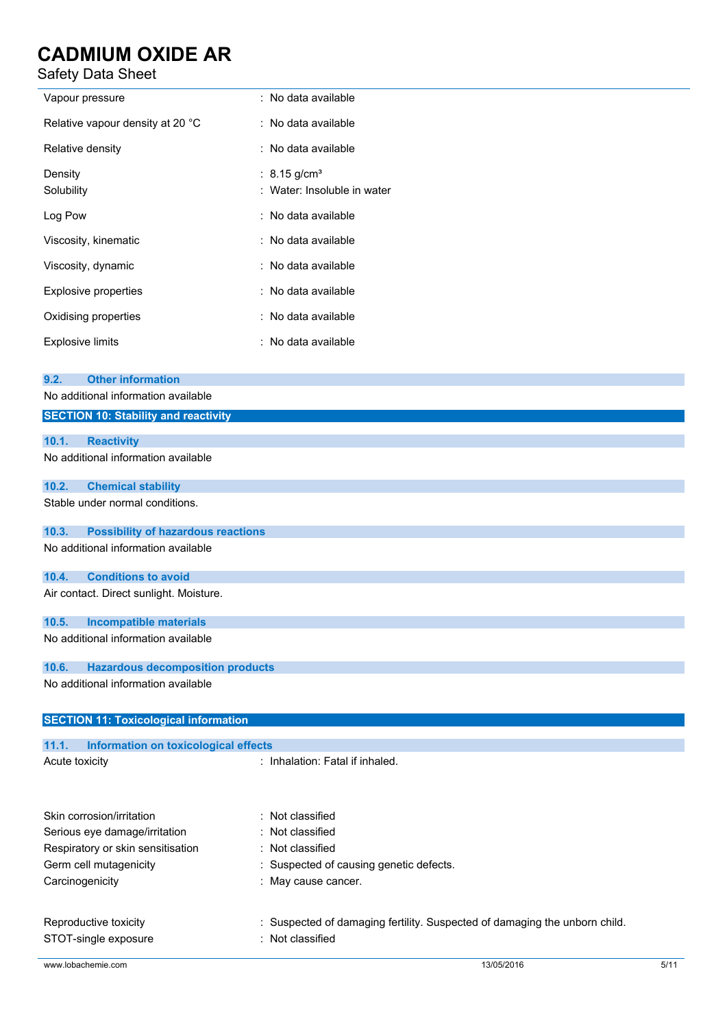| | |
|---|---|
| Vapour pressure | : No data available |
| Relative vapour density at 20 °C | : No data available |
| Relative density | : No data available |
| Density | : 8.15 g/cm³ |
| Solubility | : Water: Insoluble in water |
| Log Pow | : No data available |
| Viscosity, kinematic | : No data available |
| Viscosity, dynamic | : No data available |
| Explosive properties | : No data available |
| Oxidising properties | : No data available |
| Explosive limits | : No data available |

### 9.2. Other information

No additional information available

## SECTION 10: Stability and reactivity

### 10.1. Reactivity

No additional information available

### 10.2. Chemical stability

Stable under normal conditions.

### 10.3. Possibility of hazardous reactions

No additional information available

### 10.4. Conditions to avoid

Air contact. Direct sunlight. Moisture.

### 10.5. Incompatible materials

No additional information available

### 10.6. Hazardous decomposition products

No additional information available

## SECTION 11: Toxicological information

### 11.1. Information on toxicological effects

| | |
|---|---|
| Acute toxicity | : Inhalation: Fatal if inhaled. |
| Skin corrosion/irritation | : Not classified |
| Serious eye damage/irritation | : Not classified |
| Respiratory or skin sensitisation | : Not classified |
| Germ cell mutagenicity | : Suspected of causing genetic defects. |
| Carcinogenicity | : May cause cancer. |
| Reproductive toxicity | : Suspected of damaging fertility. Suspected of damaging the unborn child. |
| STOT-single exposure | : Not classified |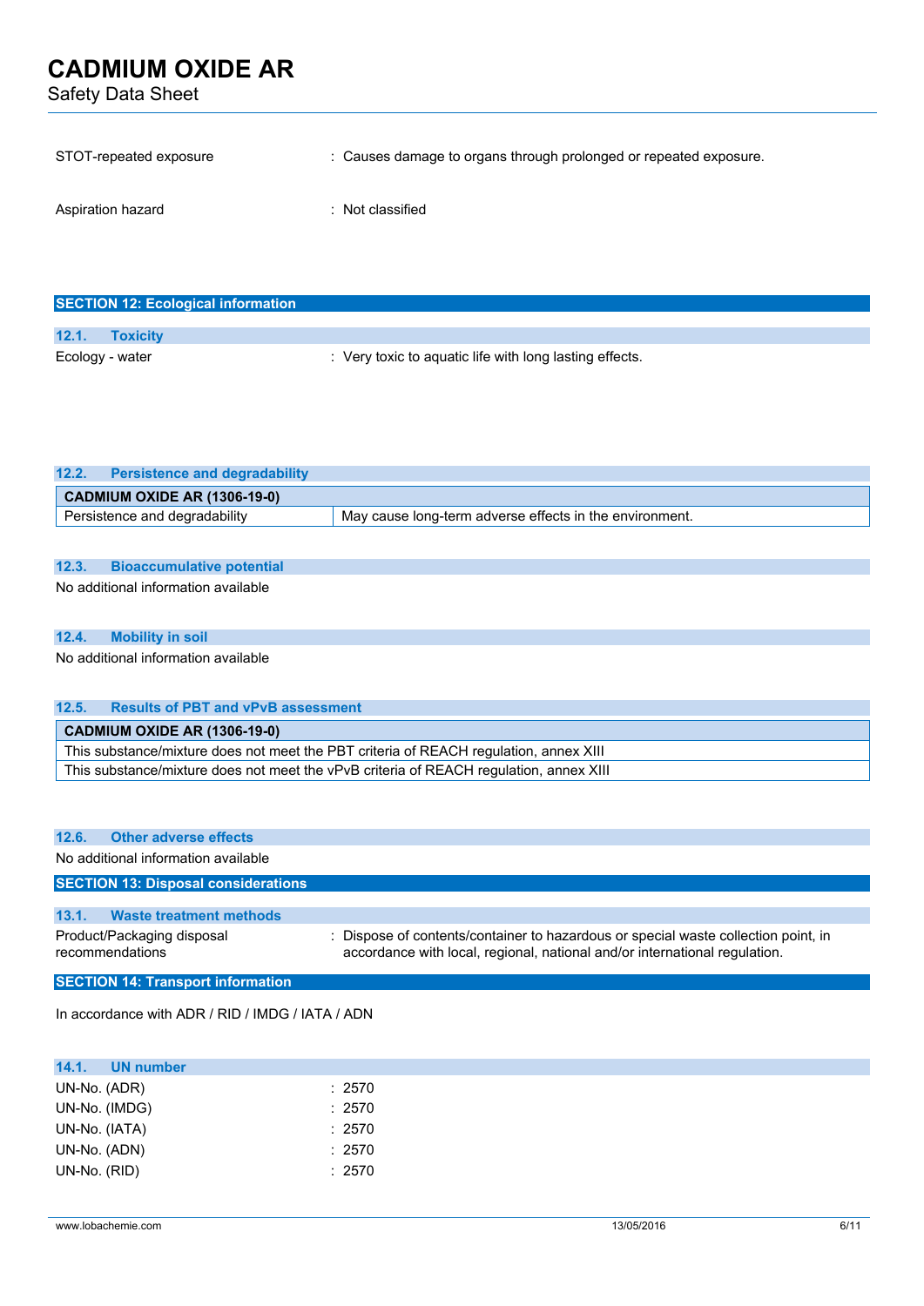STOT-repeated exposure : Causes damage to organs through prolonged or repeated exposure.

Aspiration hazard : Not classified

## SECTION 12: Ecological information

### 12.1. Toxicity

Ecology - water : Very toxic to aquatic life with long lasting effects.

### 12.2. Persistence and degradability

| CADMIUM OXIDE AR (1306-19-0) | |
|---|---|
| Persistence and degradability | May cause long-term adverse effects in the environment. |

### 12.3. Bioaccumulative potential

No additional information available

### 12.4. Mobility in soil

No additional information available

### 12.5. Results of PBT and vPvB assessment

| CADMIUM OXIDE AR (1306-19-0) |
|---|
| This substance/mixture does not meet the PBT criteria of REACH regulation, annex XIII |
| This substance/mixture does not meet the vPvB criteria of REACH regulation, annex XIII |

### 12.6. Other adverse effects

No additional information available

## SECTION 13: Disposal considerations

### 13.1. Waste treatment methods

Product/Packaging disposal recommendations : Dispose of contents/container to hazardous or special waste collection point, in accordance with local, regional, national and/or international regulation.

## SECTION 14: Transport information

In accordance with ADR / RID / IMDG / IATA / ADN

### 14.1. UN number

UN-No. (ADR) : 2570

UN-No. (IMDG) : 2570

UN-No. (IATA) : 2570

UN-No. (ADN) : 2570

UN-No. (RID) : 2570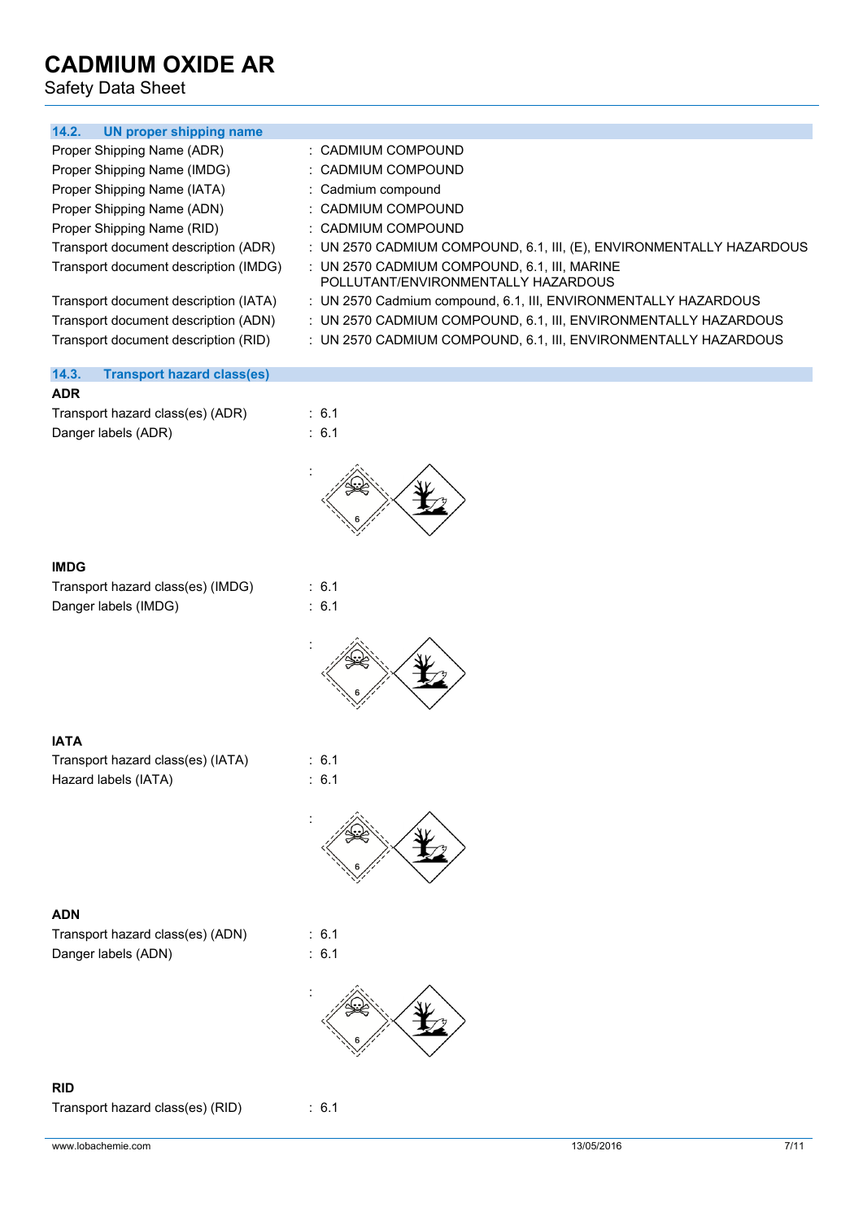### 14.2. UN proper shipping name

| | |
|---|---|
| Proper Shipping Name (ADR) | : CADMIUM COMPOUND |
| Proper Shipping Name (IMDG) | : CADMIUM COMPOUND |
| Proper Shipping Name (IATA) | : Cadmium compound |
| Proper Shipping Name (ADN) | : CADMIUM COMPOUND |
| Proper Shipping Name (RID) | : CADMIUM COMPOUND |
| Transport document description (ADR) | : UN 2570 CADMIUM COMPOUND, 6.1, III, (E), ENVIRONMENTALLY HAZARDOUS |
| Transport document description (IMDG) | : UN 2570 CADMIUM COMPOUND, 6.1, III, MARINE POLLUTANT/ENVIRONMENTALLY HAZARDOUS |
| Transport document description (IATA) | : UN 2570 Cadmium compound, 6.1, III, ENVIRONMENTALLY HAZARDOUS |
| Transport document description (ADN) | : UN 2570 CADMIUM COMPOUND, 6.1, III, ENVIRONMENTALLY HAZARDOUS |
| Transport document description (RID) | : UN 2570 CADMIUM COMPOUND, 6.1, III, ENVIRONMENTALLY HAZARDOUS |

### 14.3. Transport hazard class(es)

**ADR**

| | |
|---|---|
| Transport hazard class(es) (ADR) | : 6.1 |
| Danger labels (ADR) | : 6.1 |
| | : |

**IMDG**

| | |
|---|---|
| Transport hazard class(es) (IMDG) | : 6.1 |
| Danger labels (IMDG) | : 6.1 |
| | : |

**IATA**

| | |
|---|---|
| Transport hazard class(es) (IATA) | : 6.1 |
| Hazard labels (IATA) | : 6.1 |
| | : |

**ADN**

| | |
|---|---|
| Transport hazard class(es) (ADN) | : 6.1 |
| Danger labels (ADN) | : 6.1 |
| | : |

**RID**

| | |
|---|---|
| Transport hazard class(es) (RID) | : 6.1 |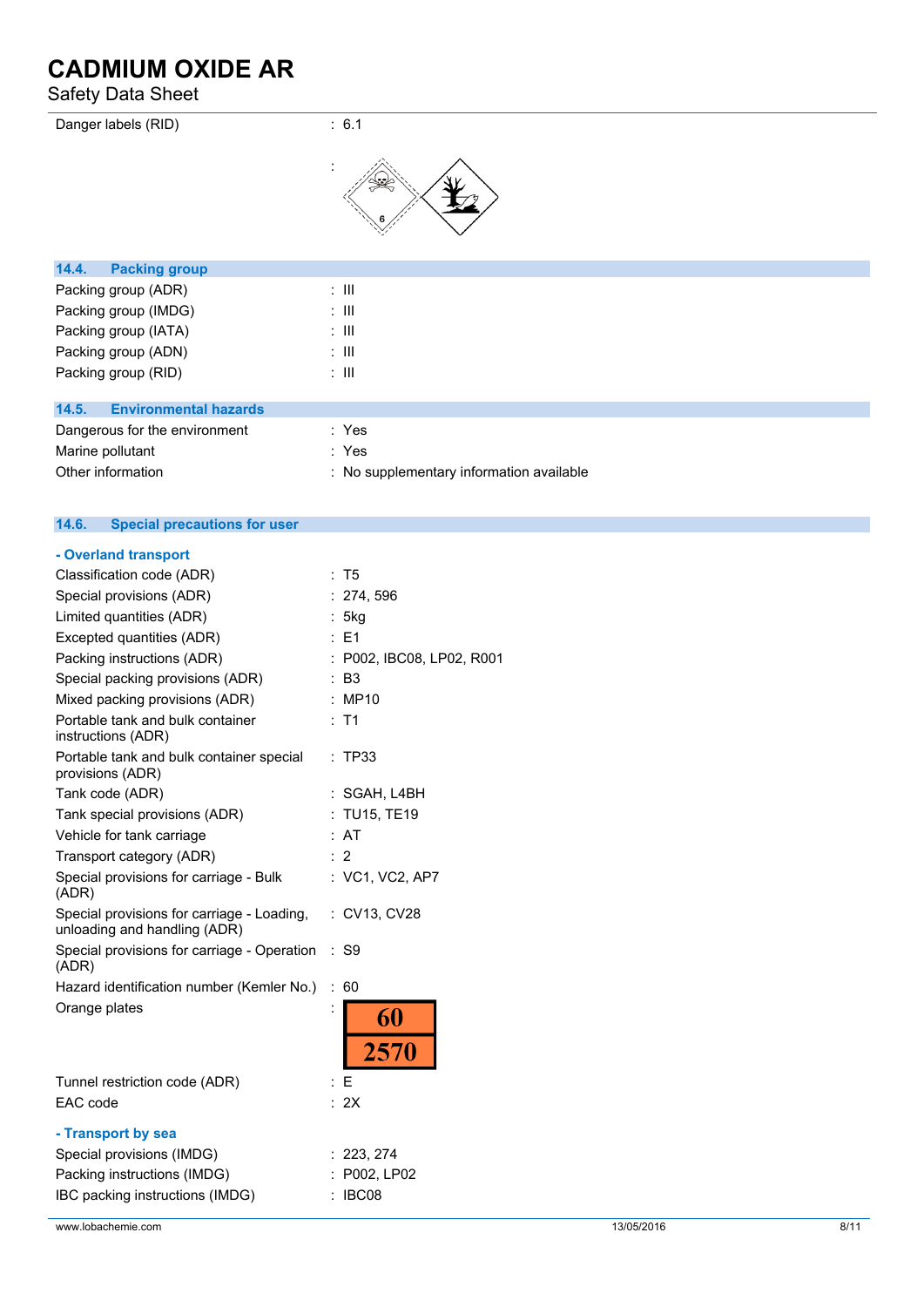| | |
|---|---|
| Danger labels (RID) | : 6.1 |
| | : |

### 14.4. Packing group

| | |
|---|---|
| Packing group (ADR) | : III |
| Packing group (IMDG) | : III |
| Packing group (IATA) | : III |
| Packing group (ADN) | : III |
| Packing group (RID) | : III |

### 14.5. Environmental hazards

| | |
|---|---|
| Dangerous for the environment | : Yes |
| Marine pollutant | : Yes |
| Other information | : No supplementary information available |

### 14.6. Special precautions for user

**- Overland transport**

| | |
|---|---|
| Classification code (ADR) | : T5 |
| Special provisions (ADR) | : 274, 596 |
| Limited quantities (ADR) | : 5kg |
| Excepted quantities (ADR) | : E1 |
| Packing instructions (ADR) | : P002, IBC08, LP02, R001 |
| Special packing provisions (ADR) | : B3 |
| Mixed packing provisions (ADR) | : MP10 |
| Portable tank and bulk container instructions (ADR) | : T1 |
| Portable tank and bulk container special provisions (ADR) | : TP33 |
| Tank code (ADR) | : SGAH, L4BH |
| Tank special provisions (ADR) | : TU15, TE19 |
| Vehicle for tank carriage | : AT |
| Transport category (ADR) | : 2 |
| Special provisions for carriage - Bulk (ADR) | : VC1, VC2, AP7 |
| Special provisions for carriage - Loading, unloading and handling (ADR) | : CV13, CV28 |
| Special provisions for carriage - Operation (ADR) | : S9 |
| Hazard identification number (Kemler No.) | : 60 |
| Orange plates | : 60 / 2570 |
| Tunnel restriction code (ADR) | : E |
| EAC code | : 2X |

**- Transport by sea**

| | |
|---|---|
| Special provisions (IMDG) | : 223, 274 |
| Packing instructions (IMDG) | : P002, LP02 |
| IBC packing instructions (IMDG) | : IBC08 |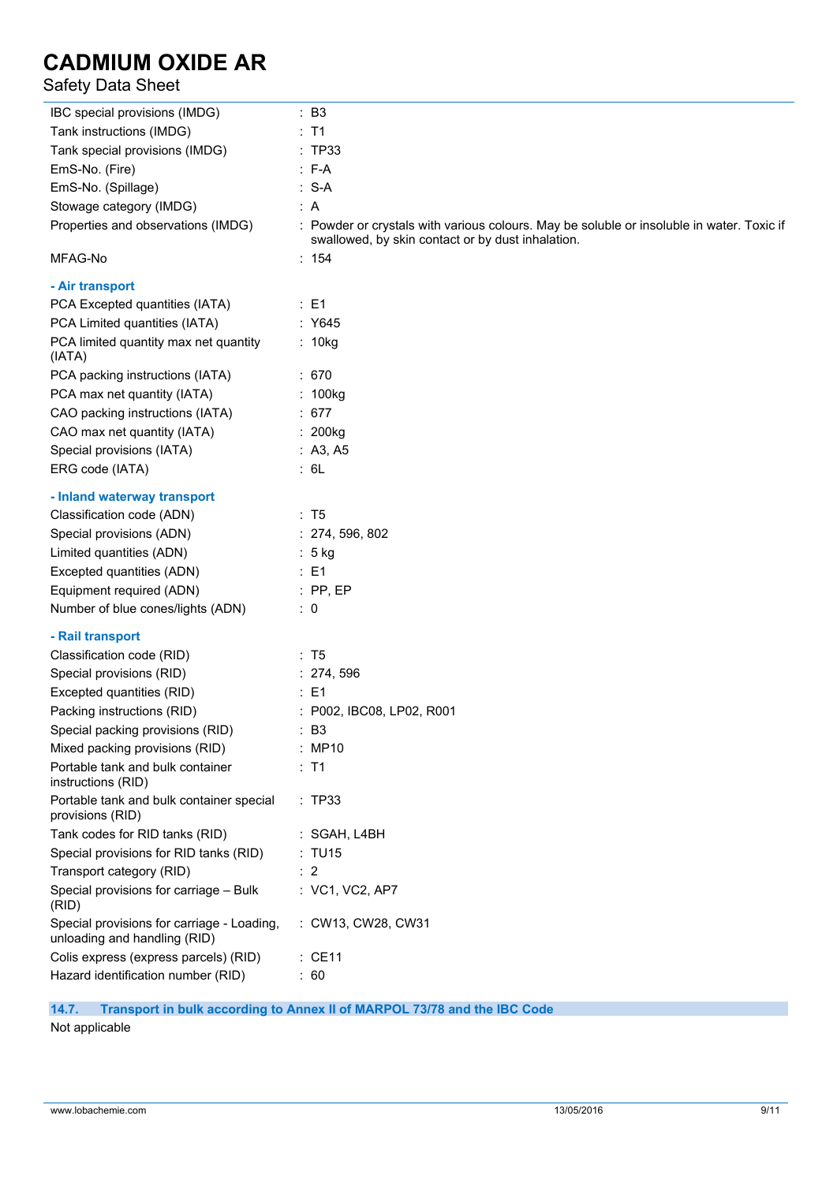| | |
|---|---|
| IBC special provisions (IMDG) | : B3 |
| Tank instructions (IMDG) | : T1 |
| Tank special provisions (IMDG) | : TP33 |
| EmS-No. (Fire) | : F-A |
| EmS-No. (Spillage) | : S-A |
| Stowage category (IMDG) | : A |
| Properties and observations (IMDG) | : Powder or crystals with various colours. May be soluble or insoluble in water. Toxic if swallowed, by skin contact or by dust inhalation. |
| MFAG-No | : 154 |

**- Air transport**

| | |
|---|---|
| PCA Excepted quantities (IATA) | : E1 |
| PCA Limited quantities (IATA) | : Y645 |
| PCA limited quantity max net quantity (IATA) | : 10kg |
| PCA packing instructions (IATA) | : 670 |
| PCA max net quantity (IATA) | : 100kg |
| CAO packing instructions (IATA) | : 677 |
| CAO max net quantity (IATA) | : 200kg |
| Special provisions (IATA) | : A3, A5 |
| ERG code (IATA) | : 6L |

**- Inland waterway transport**

| | |
|---|---|
| Classification code (ADN) | : T5 |
| Special provisions (ADN) | : 274, 596, 802 |
| Limited quantities (ADN) | : 5 kg |
| Excepted quantities (ADN) | : E1 |
| Equipment required (ADN) | : PP, EP |
| Number of blue cones/lights (ADN) | : 0 |

**- Rail transport**

| | |
|---|---|
| Classification code (RID) | : T5 |
| Special provisions (RID) | : 274, 596 |
| Excepted quantities (RID) | : E1 |
| Packing instructions (RID) | : P002, IBC08, LP02, R001 |
| Special packing provisions (RID) | : B3 |
| Mixed packing provisions (RID) | : MP10 |
| Portable tank and bulk container instructions (RID) | : T1 |
| Portable tank and bulk container special provisions (RID) | : TP33 |
| Tank codes for RID tanks (RID) | : SGAH, L4BH |
| Special provisions for RID tanks (RID) | : TU15 |
| Transport category (RID) | : 2 |
| Special provisions for carriage – Bulk (RID) | : VC1, VC2, AP7 |
| Special provisions for carriage - Loading, unloading and handling (RID) | : CW13, CW28, CW31 |
| Colis express (express parcels) (RID) | : CE11 |
| Hazard identification number (RID) | : 60 |

## 14.7. Transport in bulk according to Annex II of MARPOL 73/78 and the IBC Code

Not applicable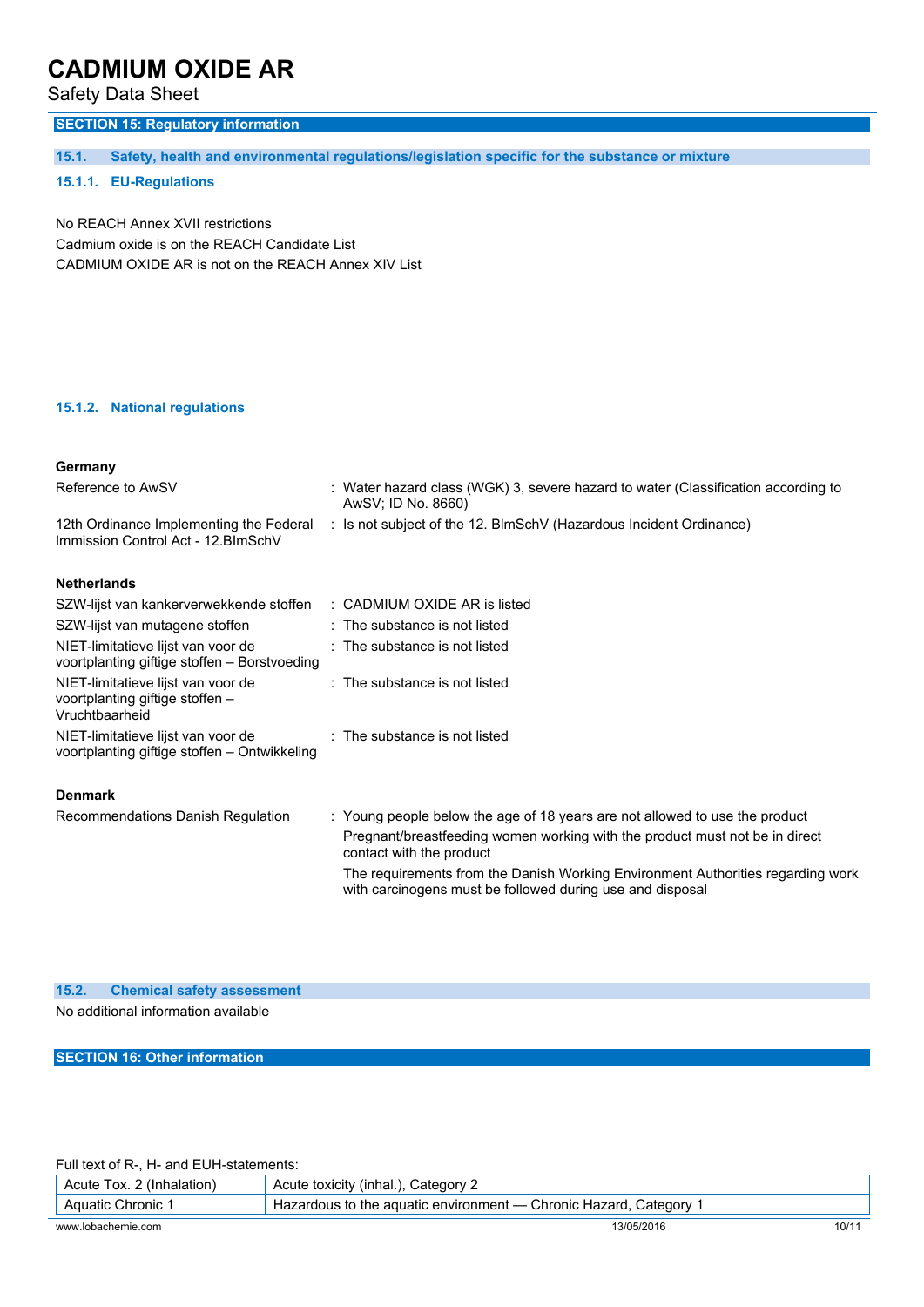## SECTION 15: Regulatory information

### 15.1. Safety, health and environmental regulations/legislation specific for the substance or mixture

#### 15.1.1. EU-Regulations

No REACH Annex XVII restrictions
Cadmium oxide is on the REACH Candidate List
CADMIUM OXIDE AR is not on the REACH Annex XIV List

#### 15.1.2. National regulations

**Germany**

| | |
|---|---|
| Reference to AwSV | : Water hazard class (WGK) 3, severe hazard to water (Classification according to AwSV; ID No. 8660) |
| 12th Ordinance Implementing the Federal Immission Control Act - 12.BImSchV | : Is not subject of the 12. BlmSchV (Hazardous Incident Ordinance) |

**Netherlands**

| | |
|---|---|
| SZW-lijst van kankerverwekkende stoffen | : CADMIUM OXIDE AR is listed |
| SZW-lijst van mutagene stoffen | : The substance is not listed |
| NIET-limitatieve lijst van voor de voortplanting giftige stoffen – Borstvoeding | : The substance is not listed |
| NIET-limitatieve lijst van voor de voortplanting giftige stoffen – Vruchtbaarheid | : The substance is not listed |
| NIET-limitatieve lijst van voor de voortplanting giftige stoffen – Ontwikkeling | : The substance is not listed |

**Denmark**

Recommendations Danish Regulation : Young people below the age of 18 years are not allowed to use the product

Pregnant/breastfeeding women working with the product must not be in direct contact with the product

The requirements from the Danish Working Environment Authorities regarding work with carcinogens must be followed during use and disposal

### 15.2. Chemical safety assessment

No additional information available

## SECTION 16: Other information

Full text of R-, H- and EUH-statements:

| | |
|---|---|
| Acute Tox. 2 (Inhalation) | Acute toxicity (inhal.), Category 2 |
| Aquatic Chronic 1 | Hazardous to the aquatic environment — Chronic Hazard, Category 1 |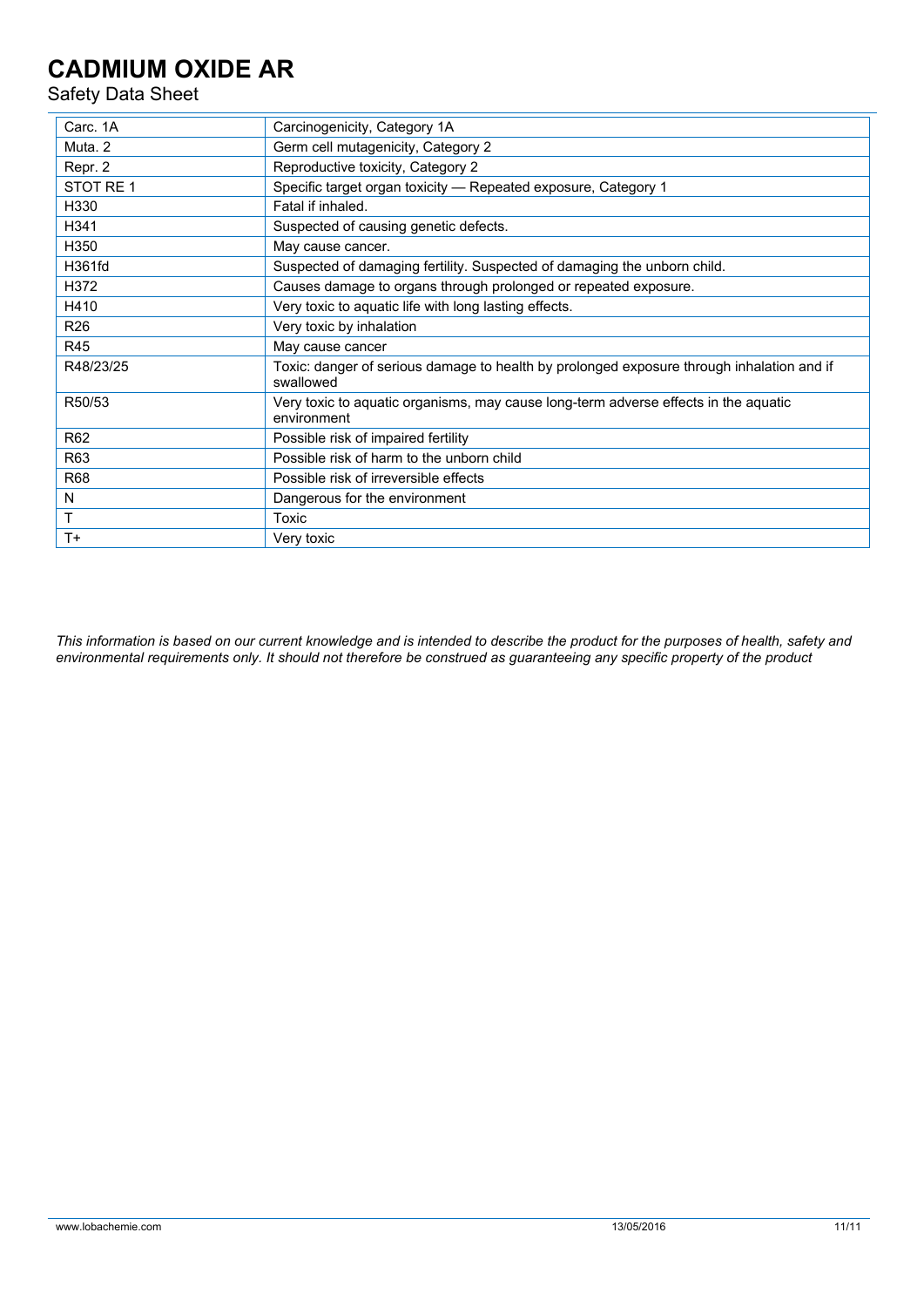| | |
|---|---|
| Carc. 1A | Carcinogenicity, Category 1A |
| Muta. 2 | Germ cell mutagenicity, Category 2 |
| Repr. 2 | Reproductive toxicity, Category 2 |
| STOT RE 1 | Specific target organ toxicity — Repeated exposure, Category 1 |
| H330 | Fatal if inhaled. |
| H341 | Suspected of causing genetic defects. |
| H350 | May cause cancer. |
| H361fd | Suspected of damaging fertility. Suspected of damaging the unborn child. |
| H372 | Causes damage to organs through prolonged or repeated exposure. |
| H410 | Very toxic to aquatic life with long lasting effects. |
| R26 | Very toxic by inhalation |
| R45 | May cause cancer |
| R48/23/25 | Toxic: danger of serious damage to health by prolonged exposure through inhalation and if swallowed |
| R50/53 | Very toxic to aquatic organisms, may cause long-term adverse effects in the aquatic environment |
| R62 | Possible risk of impaired fertility |
| R63 | Possible risk of harm to the unborn child |
| R68 | Possible risk of irreversible effects |
| N | Dangerous for the environment |
| T | Toxic |
| T+ | Very toxic |

*This information is based on our current knowledge and is intended to describe the product for the purposes of health, safety and environmental requirements only. It should not therefore be construed as guaranteeing any specific property of the product*